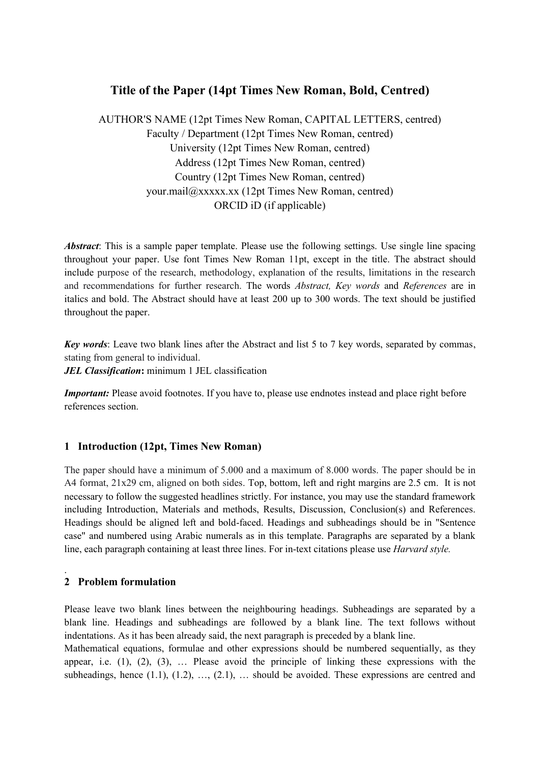# Title of the Paper (14pt Times New Roman, Bold, Centred)

AUTHOR'S NAME (12pt Times New Roman, CAPITAL LETTERS, centred)
Faculty / Department (12pt Times New Roman, centred)
University (12pt Times New Roman, centred)
Address (12pt Times New Roman, centred)
Country (12pt Times New Roman, centred)
your.mail@xxxxx.xx (12pt Times New Roman, centred)
ORCID iD (if applicable)

***Abstract***: This is a sample paper template. Please use the following settings. Use single line spacing throughout your paper. Use font Times New Roman 11pt, except in the title. The abstract should include purpose of the research, methodology, explanation of the results, limitations in the research and recommendations for further research. The words *Abstract, Key words* and *References* are in italics and bold. The Abstract should have at least 200 up to 300 words. The text should be justified throughout the paper.

***Key words***: Leave two blank lines after the Abstract and list 5 to 7 key words, separated by commas, stating from general to individual.
***JEL Classification*:** minimum 1 JEL classification

***Important:*** Please avoid footnotes. If you have to, please use endnotes instead and place right before references section.

## 1 Introduction (12pt, Times New Roman)

The paper should have a minimum of 5.000 and a maximum of 8.000 words. The paper should be in A4 format, 21x29 cm, aligned on both sides. Top, bottom, left and right margins are 2.5 cm. It is not necessary to follow the suggested headlines strictly. For instance, you may use the standard framework including Introduction, Materials and methods, Results, Discussion, Conclusion(s) and References. Headings should be aligned left and bold-faced. Headings and subheadings should be in "Sentence case" and numbered using Arabic numerals as in this template. Paragraphs are separated by a blank line, each paragraph containing at least three lines. For in-text citations please use *Harvard style.*

.

## 2 Problem formulation

Please leave two blank lines between the neighbouring headings. Subheadings are separated by a blank line. Headings and subheadings are followed by a blank line. The text follows without indentations. As it has been already said, the next paragraph is preceded by a blank line.
Mathematical equations, formulae and other expressions should be numbered sequentially, as they appear, i.e. (1), (2), (3), … Please avoid the principle of linking these expressions with the subheadings, hence (1.1), (1.2), …, (2.1), … should be avoided. These expressions are centred and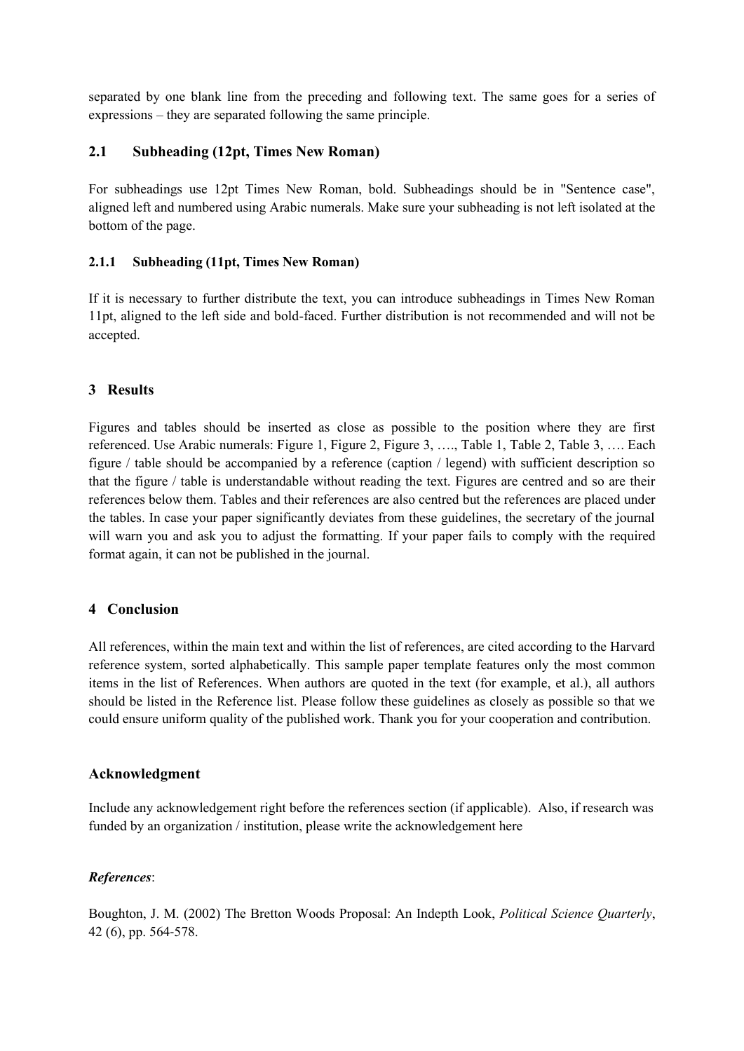separated by one blank line from the preceding and following text. The same goes for a series of expressions – they are separated following the same principle.

### 2.1 Subheading (12pt, Times New Roman)

For subheadings use 12pt Times New Roman, bold. Subheadings should be in "Sentence case", aligned left and numbered using Arabic numerals. Make sure your subheading is not left isolated at the bottom of the page.

#### 2.1.1 Subheading (11pt, Times New Roman)

If it is necessary to further distribute the text, you can introduce subheadings in Times New Roman 11pt, aligned to the left side and bold-faced. Further distribution is not recommended and will not be accepted.

## 3 Results

Figures and tables should be inserted as close as possible to the position where they are first referenced. Use Arabic numerals: Figure 1, Figure 2, Figure 3, …., Table 1, Table 2, Table 3, …. Each figure / table should be accompanied by a reference (caption / legend) with sufficient description so that the figure / table is understandable without reading the text. Figures are centred and so are their references below them. Tables and their references are also centred but the references are placed under the tables. In case your paper significantly deviates from these guidelines, the secretary of the journal will warn you and ask you to adjust the formatting. If your paper fails to comply with the required format again, it can not be published in the journal.

## 4 Conclusion

All references, within the main text and within the list of references, are cited according to the Harvard reference system, sorted alphabetically. This sample paper template features only the most common items in the list of References. When authors are quoted in the text (for example, et al.), all authors should be listed in the Reference list. Please follow these guidelines as closely as possible so that we could ensure uniform quality of the published work. Thank you for your cooperation and contribution.

## Acknowledgment

Include any acknowledgement right before the references section (if applicable). Also, if research was funded by an organization / institution, please write the acknowledgement here

***References***:

Boughton, J. M. (2002) The Bretton Woods Proposal: An Indepth Look, *Political Science Quarterly*, 42 (6), pp. 564-578.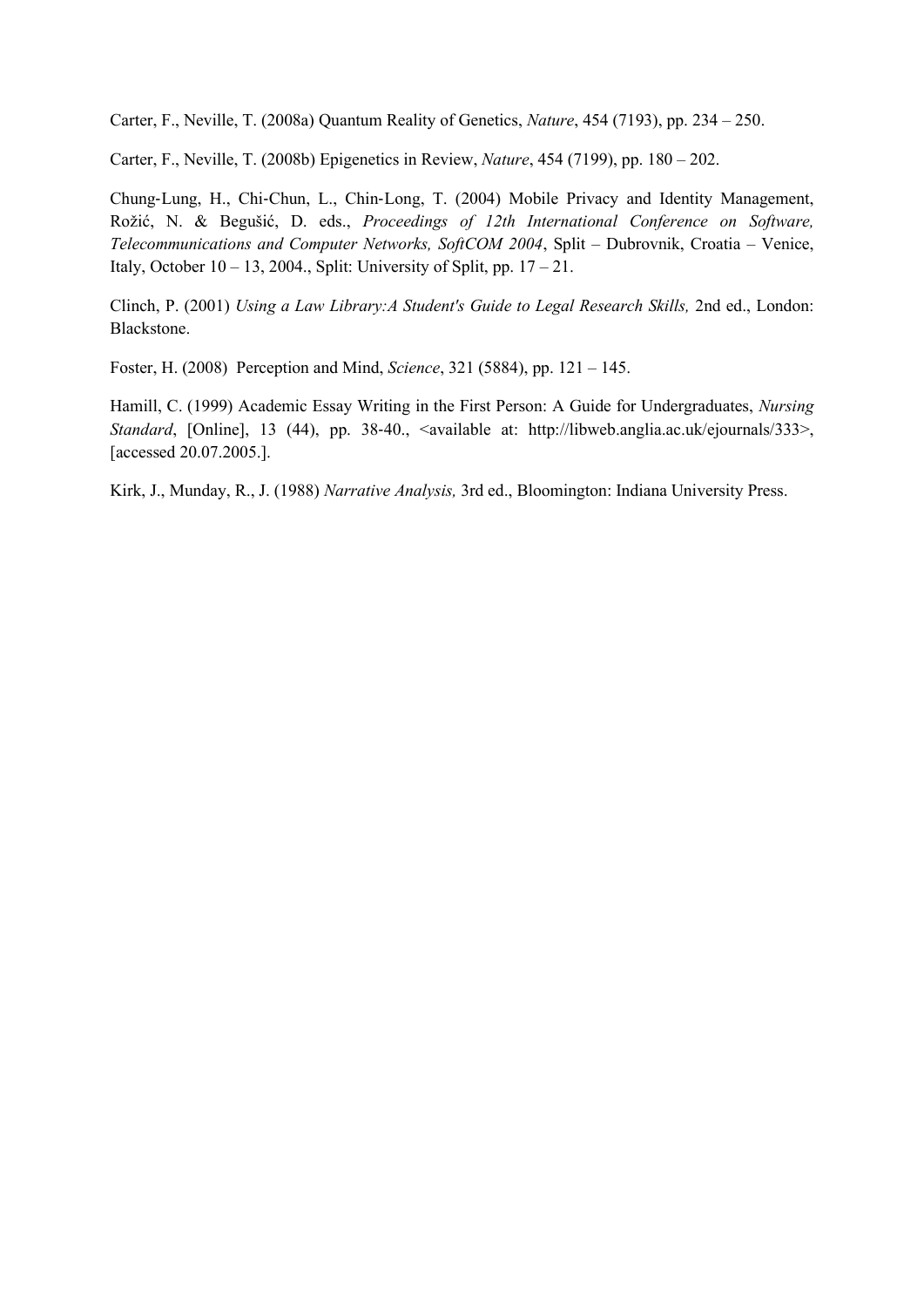Carter, F., Neville, T. (2008a) Quantum Reality of Genetics, *Nature*, 454 (7193), pp. 234 – 250.

Carter, F., Neville, T. (2008b) Epigenetics in Review, *Nature*, 454 (7199), pp. 180 – 202.

Chung-Lung, H., Chi-Chun, L., Chin-Long, T. (2004) Mobile Privacy and Identity Management, Rožić, N. & Begušić, D. eds., *Proceedings of 12th International Conference on Software, Telecommunications and Computer Networks, SoftCOM 2004*, Split – Dubrovnik, Croatia – Venice, Italy, October 10 – 13, 2004., Split: University of Split, pp. 17 – 21.

Clinch, P. (2001) *Using a Law Library:A Student's Guide to Legal Research Skills,* 2nd ed., London: Blackstone.

Foster, H. (2008) Perception and Mind, *Science*, 321 (5884), pp. 121 – 145.

Hamill, C. (1999) Academic Essay Writing in the First Person: A Guide for Undergraduates, *Nursing Standard*, [Online], 13 (44), pp. 38-40., <available at: http://libweb.anglia.ac.uk/ejournals/333>, [accessed 20.07.2005.].

Kirk, J., Munday, R., J. (1988) *Narrative Analysis,* 3rd ed., Bloomington: Indiana University Press.